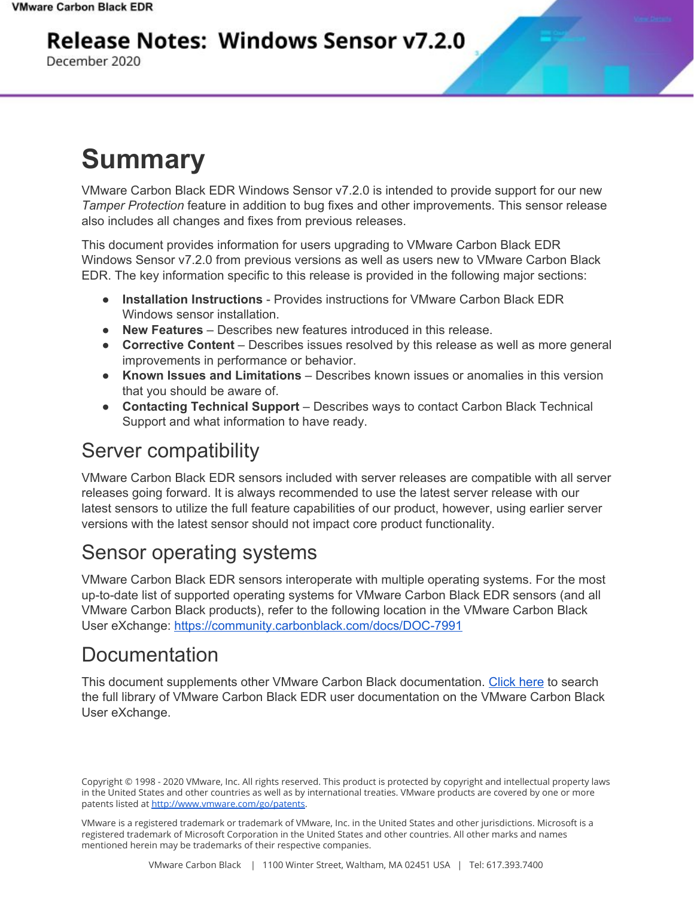# Release Notes: Windows Sensor v7.2.0

December 2020

# Summary

VMware Carbon Black EDR Windows Sensor v7.2.0 is intended to provide support for our new *Tamper Protection* feature in addition to bug fixes and other improvements. This sensor release also includes all changes and fixes from previous releases.

This document provides information for users upgrading to VMware Carbon Black EDR Windows Sensor v7.2.0 from previous versions as well as users new to VMware Carbon Black EDR. The key information specific to this release is provided in the following major sections:

- **Installation Instructions** - Provides instructions for VMware Carbon Black EDR Windows sensor installation.
- **New Features** – Describes new features introduced in this release.
- **Corrective Content** – Describes issues resolved by this release as well as more general improvements in performance or behavior.
- **Known Issues and Limitations** – Describes known issues or anomalies in this version that you should be aware of.
- **Contacting Technical Support** – Describes ways to contact Carbon Black Technical Support and what information to have ready.

## Server compatibility

VMware Carbon Black EDR sensors included with server releases are compatible with all server releases going forward. It is always recommended to use the latest server release with our latest sensors to utilize the full feature capabilities of our product, however, using earlier server versions with the latest sensor should not impact core product functionality.

## Sensor operating systems

VMware Carbon Black EDR sensors interoperate with multiple operating systems. For the most up-to-date list of supported operating systems for VMware Carbon Black EDR sensors (and all VMware Carbon Black products), refer to the following location in the VMware Carbon Black User eXchange: https://community.carbonblack.com/docs/DOC-7991

## Documentation

This document supplements other VMware Carbon Black documentation. Click here to search the full library of VMware Carbon Black EDR user documentation on the VMware Carbon Black User eXchange.

Copyright © 1998 - 2020 VMware, Inc. All rights reserved. This product is protected by copyright and intellectual property laws in the United States and other countries as well as by international treaties. VMware products are covered by one or more patents listed at http://www.vmware.com/go/patents.

VMware is a registered trademark or trademark of VMware, Inc. in the United States and other jurisdictions. Microsoft is a registered trademark of Microsoft Corporation in the United States and other countries. All other marks and names mentioned herein may be trademarks of their respective companies.

VMware Carbon Black | 1100 Winter Street, Waltham, MA 02451 USA | Tel: 617.393.7400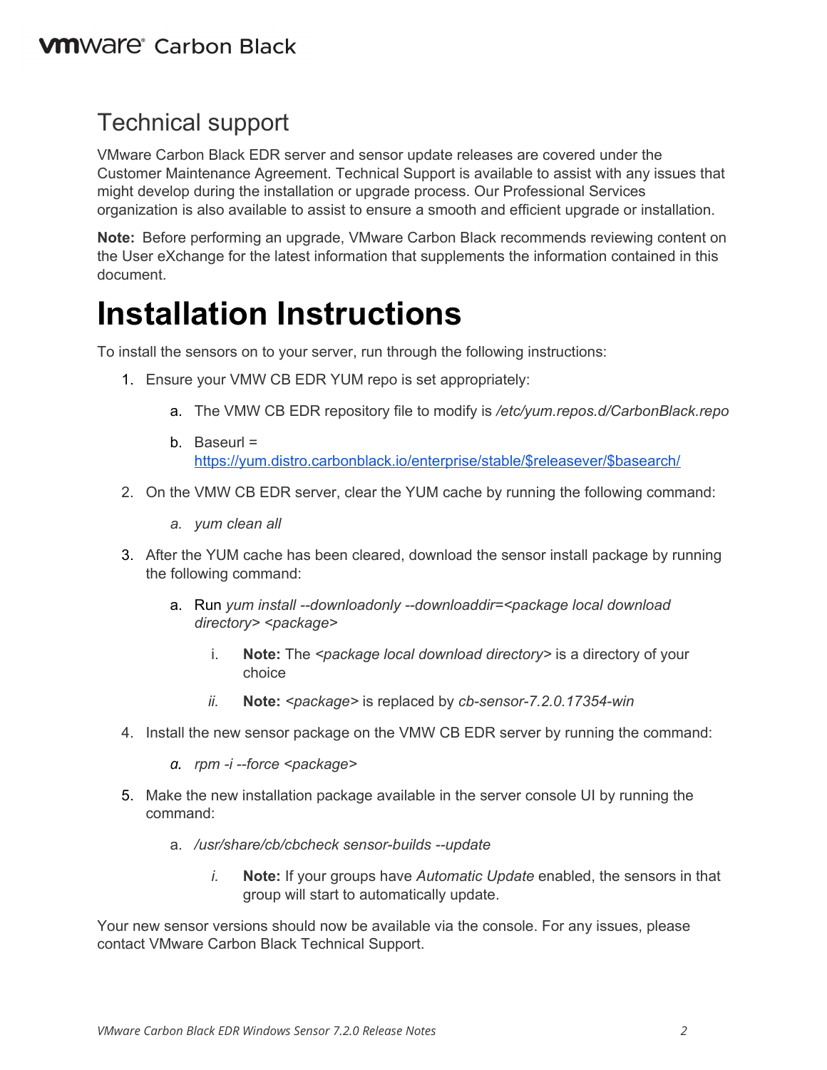## Technical support

VMware Carbon Black EDR server and sensor update releases are covered under the Customer Maintenance Agreement. Technical Support is available to assist with any issues that might develop during the installation or upgrade process. Our Professional Services organization is also available to assist to ensure a smooth and efficient upgrade or installation.

**Note:** Before performing an upgrade, VMware Carbon Black recommends reviewing content on the User eXchange for the latest information that supplements the information contained in this document.

# Installation Instructions

To install the sensors on to your server, run through the following instructions:

1. Ensure your VMW CB EDR YUM repo is set appropriately:
   a. The VMW CB EDR repository file to modify is */etc/yum.repos.d/CarbonBlack.repo*
   b. Baseurl = https://yum.distro.carbonblack.io/enterprise/stable/$releasever/$basearch/
2. On the VMW CB EDR server, clear the YUM cache by running the following command:
   a. *yum clean all*
3. After the YUM cache has been cleared, download the sensor install package by running the following command:
   a. Run *yum install --downloadonly --downloaddir=<package local download directory> <package>*
      i. **Note:** The *<package local download directory>* is a directory of your choice
      ii. **Note:** *<package>* is replaced by *cb-sensor-7.2.0.17354-win*
4. Install the new sensor package on the VMW CB EDR server by running the command:
   a. *rpm -i --force <package>*
5. Make the new installation package available in the server console UI by running the command:
   a. */usr/share/cb/cbcheck sensor-builds --update*
      i. **Note:** If your groups have *Automatic Update* enabled, the sensors in that group will start to automatically update.

Your new sensor versions should now be available via the console. For any issues, please contact VMware Carbon Black Technical Support.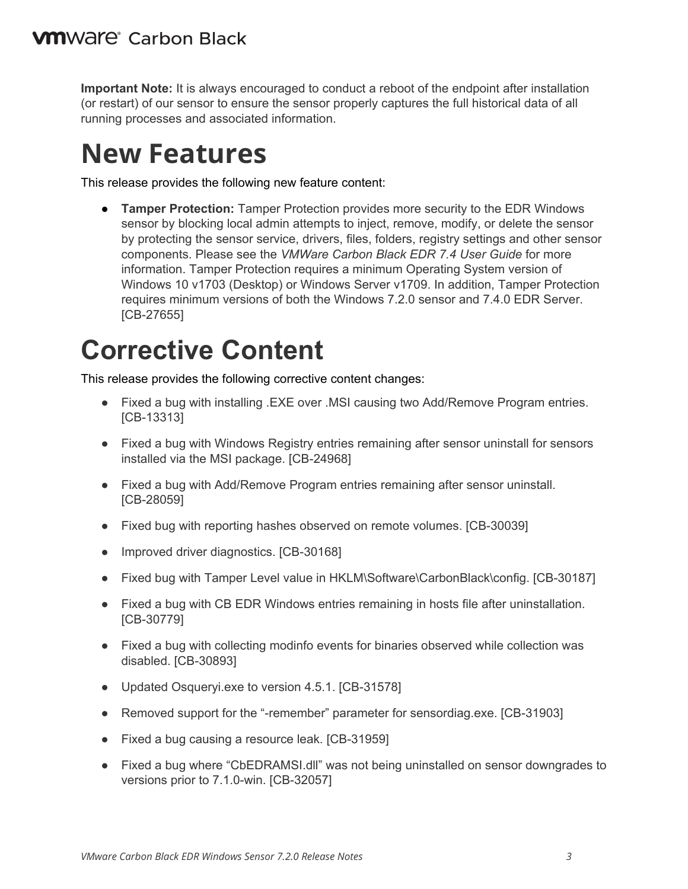**Important Note:** It is always encouraged to conduct a reboot of the endpoint after installation (or restart) of our sensor to ensure the sensor properly captures the full historical data of all running processes and associated information.

# New Features

This release provides the following new feature content:

- **Tamper Protection:** Tamper Protection provides more security to the EDR Windows sensor by blocking local admin attempts to inject, remove, modify, or delete the sensor by protecting the sensor service, drivers, files, folders, registry settings and other sensor components. Please see the *VMWare Carbon Black EDR 7.4 User Guide* for more information. Tamper Protection requires a minimum Operating System version of Windows 10 v1703 (Desktop) or Windows Server v1709. In addition, Tamper Protection requires minimum versions of both the Windows 7.2.0 sensor and 7.4.0 EDR Server. [CB-27655]

# Corrective Content

This release provides the following corrective content changes:

- Fixed a bug with installing .EXE over .MSI causing two Add/Remove Program entries. [CB-13313]
- Fixed a bug with Windows Registry entries remaining after sensor uninstall for sensors installed via the MSI package. [CB-24968]
- Fixed a bug with Add/Remove Program entries remaining after sensor uninstall. [CB-28059]
- Fixed bug with reporting hashes observed on remote volumes. [CB-30039]
- Improved driver diagnostics. [CB-30168]
- Fixed bug with Tamper Level value in HKLM\Software\CarbonBlack\config. [CB-30187]
- Fixed a bug with CB EDR Windows entries remaining in hosts file after uninstallation. [CB-30779]
- Fixed a bug with collecting modinfo events for binaries observed while collection was disabled. [CB-30893]
- Updated Osqueryi.exe to version 4.5.1. [CB-31578]
- Removed support for the “-remember” parameter for sensordiag.exe. [CB-31903]
- Fixed a bug causing a resource leak. [CB-31959]
- Fixed a bug where “CbEDRAMSI.dll” was not being uninstalled on sensor downgrades to versions prior to 7.1.0-win. [CB-32057]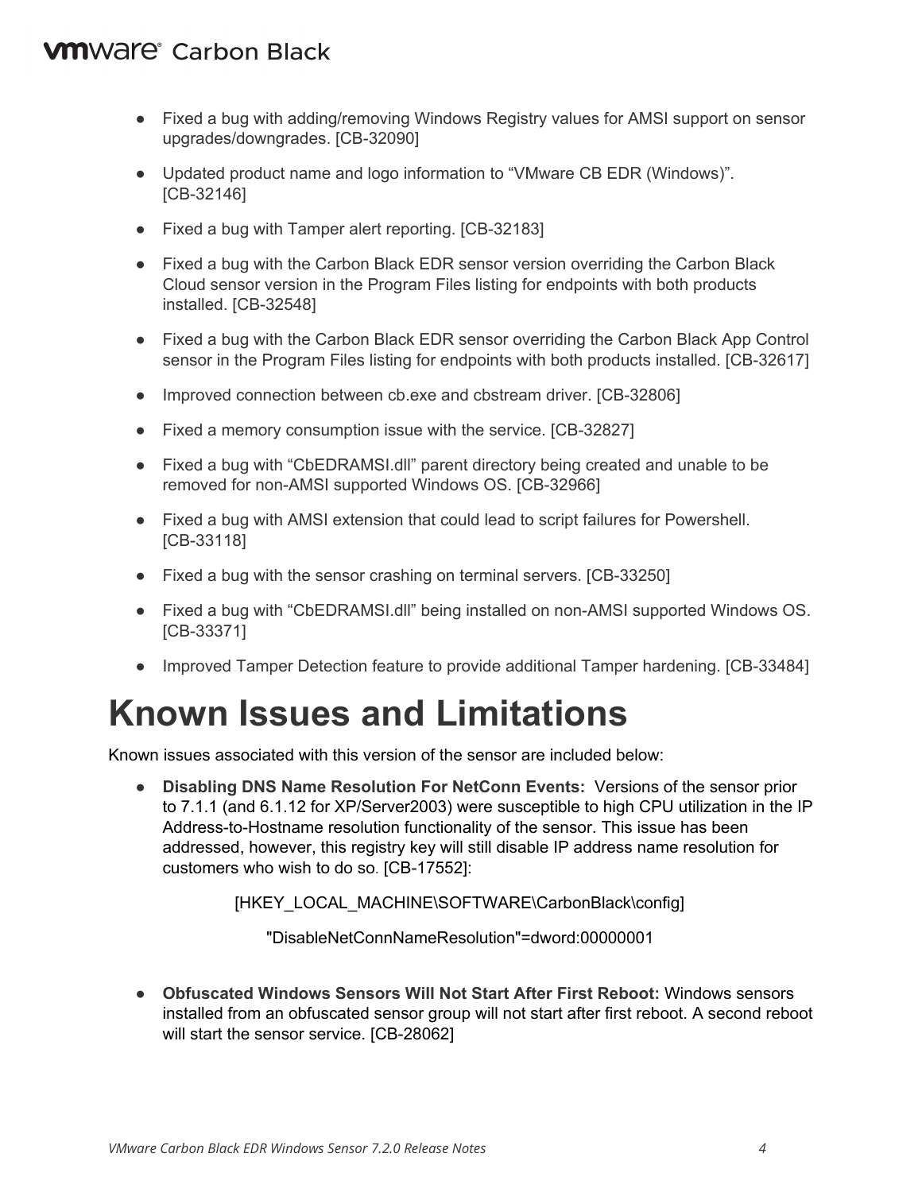- Fixed a bug with adding/removing Windows Registry values for AMSI support on sensor upgrades/downgrades. [CB-32090]
- Updated product name and logo information to “VMware CB EDR (Windows)”. [CB-32146]
- Fixed a bug with Tamper alert reporting. [CB-32183]
- Fixed a bug with the Carbon Black EDR sensor version overriding the Carbon Black Cloud sensor version in the Program Files listing for endpoints with both products installed. [CB-32548]
- Fixed a bug with the Carbon Black EDR sensor overriding the Carbon Black App Control sensor in the Program Files listing for endpoints with both products installed. [CB-32617]
- Improved connection between cb.exe and cbstream driver. [CB-32806]
- Fixed a memory consumption issue with the service. [CB-32827]
- Fixed a bug with “CbEDRAMSI.dll” parent directory being created and unable to be removed for non-AMSI supported Windows OS. [CB-32966]
- Fixed a bug with AMSI extension that could lead to script failures for Powershell. [CB-33118]
- Fixed a bug with the sensor crashing on terminal servers. [CB-33250]
- Fixed a bug with “CbEDRAMSI.dll” being installed on non-AMSI supported Windows OS. [CB-33371]
- Improved Tamper Detection feature to provide additional Tamper hardening. [CB-33484]

# Known Issues and Limitations

Known issues associated with this version of the sensor are included below:

- **Disabling DNS Name Resolution For NetConn Events:** Versions of the sensor prior to 7.1.1 (and 6.1.12 for XP/Server2003) were susceptible to high CPU utilization in the IP Address-to-Hostname resolution functionality of the sensor. This issue has been addressed, however, this registry key will still disable IP address name resolution for customers who wish to do so. [CB-17552]:

  ```
  [HKEY_LOCAL_MACHINE\SOFTWARE\CarbonBlack\config]
  "DisableNetConnNameResolution"=dword:00000001
  ```

- **Obfuscated Windows Sensors Will Not Start After First Reboot:** Windows sensors installed from an obfuscated sensor group will not start after first reboot. A second reboot will start the sensor service. [CB-28062]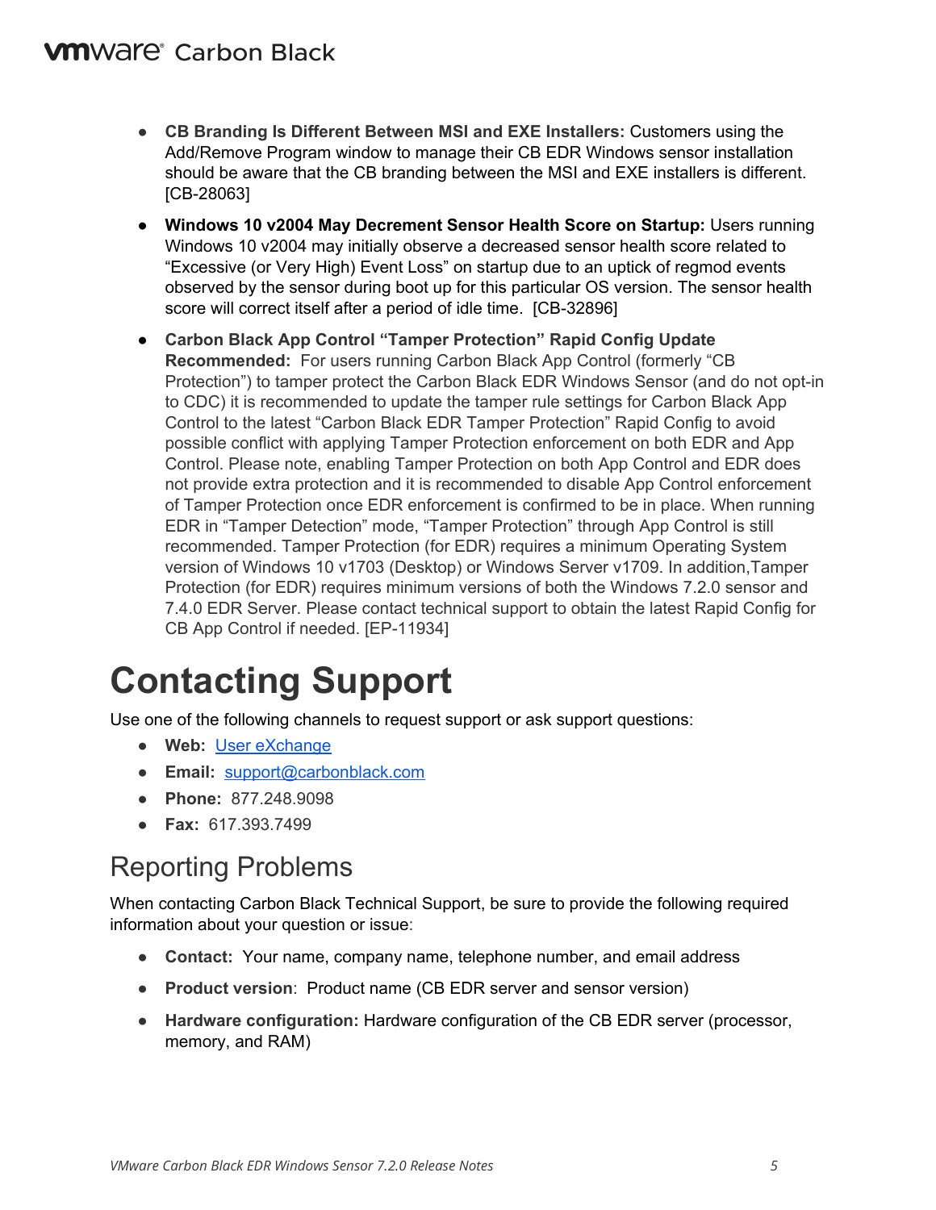- **CB Branding Is Different Between MSI and EXE Installers:** Customers using the Add/Remove Program window to manage their CB EDR Windows sensor installation should be aware that the CB branding between the MSI and EXE installers is different. [CB-28063]
- **Windows 10 v2004 May Decrement Sensor Health Score on Startup:** Users running Windows 10 v2004 may initially observe a decreased sensor health score related to "Excessive (or Very High) Event Loss" on startup due to an uptick of regmod events observed by the sensor during boot up for this particular OS version. The sensor health score will correct itself after a period of idle time. [CB-32896]
- **Carbon Black App Control "Tamper Protection" Rapid Config Update Recommended:** For users running Carbon Black App Control (formerly "CB Protection") to tamper protect the Carbon Black EDR Windows Sensor (and do not opt-in to CDC) it is recommended to update the tamper rule settings for Carbon Black App Control to the latest "Carbon Black EDR Tamper Protection" Rapid Config to avoid possible conflict with applying Tamper Protection enforcement on both EDR and App Control. Please note, enabling Tamper Protection on both App Control and EDR does not provide extra protection and it is recommended to disable App Control enforcement of Tamper Protection once EDR enforcement is confirmed to be in place. When running EDR in "Tamper Detection" mode, "Tamper Protection" through App Control is still recommended. Tamper Protection (for EDR) requires a minimum Operating System version of Windows 10 v1703 (Desktop) or Windows Server v1709. In addition,Tamper Protection (for EDR) requires minimum versions of both the Windows 7.2.0 sensor and 7.4.0 EDR Server. Please contact technical support to obtain the latest Rapid Config for CB App Control if needed. [EP-11934]

# Contacting Support

Use one of the following channels to request support or ask support questions:

- **Web:** User eXchange
- **Email:** support@carbonblack.com
- **Phone:** 877.248.9098
- **Fax:** 617.393.7499

## Reporting Problems

When contacting Carbon Black Technical Support, be sure to provide the following required information about your question or issue:

- **Contact:** Your name, company name, telephone number, and email address
- **Product version**: Product name (CB EDR server and sensor version)
- **Hardware configuration:** Hardware configuration of the CB EDR server (processor, memory, and RAM)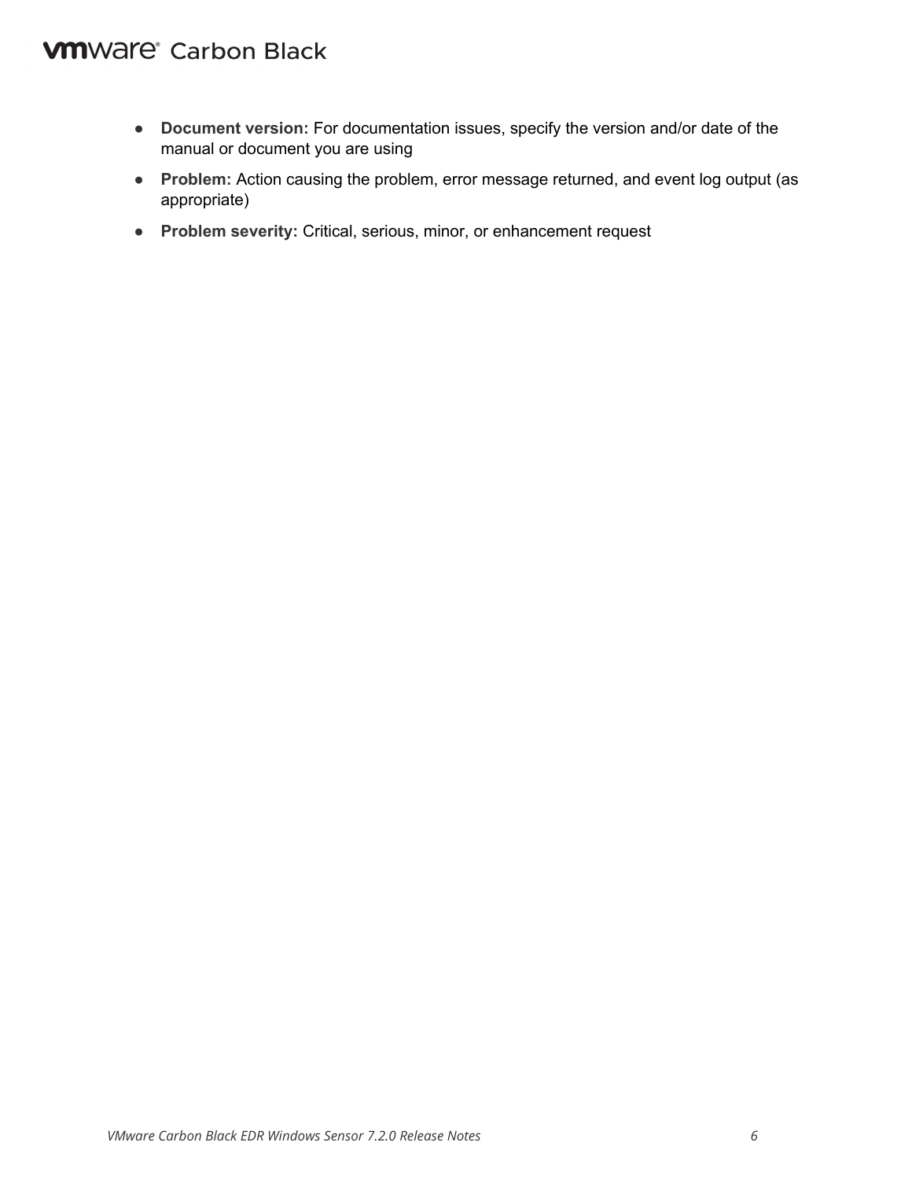- **Document version:** For documentation issues, specify the version and/or date of the manual or document you are using
- **Problem:** Action causing the problem, error message returned, and event log output (as appropriate)
- **Problem severity:** Critical, serious, minor, or enhancement request